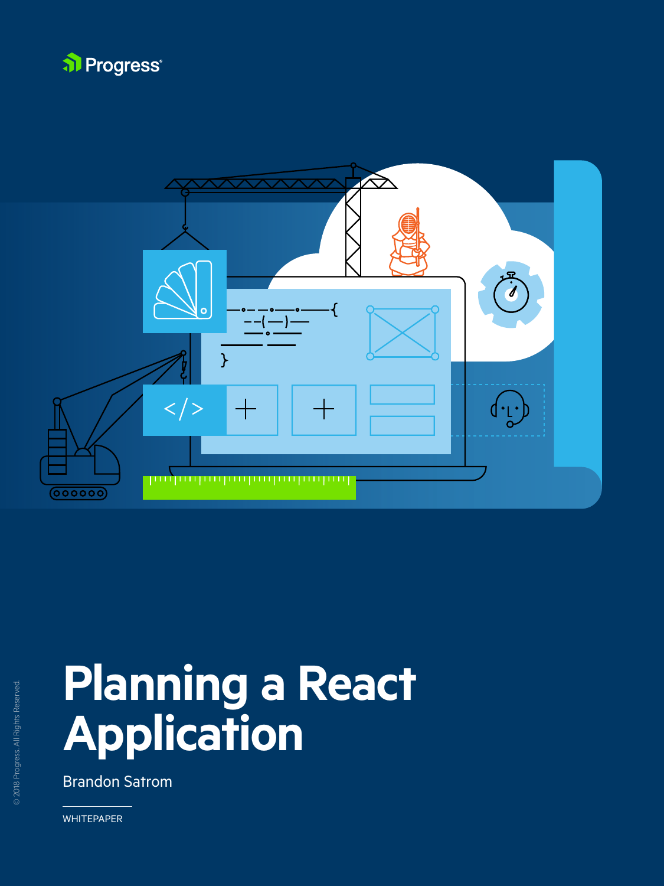Progress

# Planning a React Application

Brandon Satrom

WHITEPAPER

© 2018 Progress. All Rights Reserved.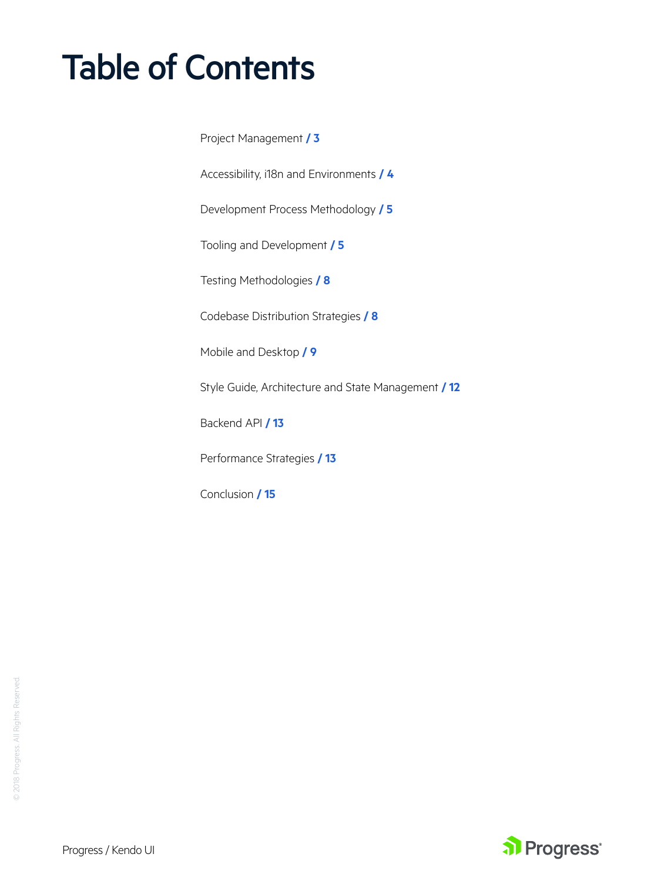# Table of Contents

Project Management **/ 3**

Accessibility, i18n and Environments **/ 4**

Development Process Methodology **/ 5**

Tooling and Development **/ 5**

Testing Methodologies **/ 8**

Codebase Distribution Strategies **/ 8**

Mobile and Desktop **/ 9**

Style Guide, Architecture and State Management **/ 12**

Backend API **/ 13**

Performance Strategies **/ 13**

Conclusion **/ 15**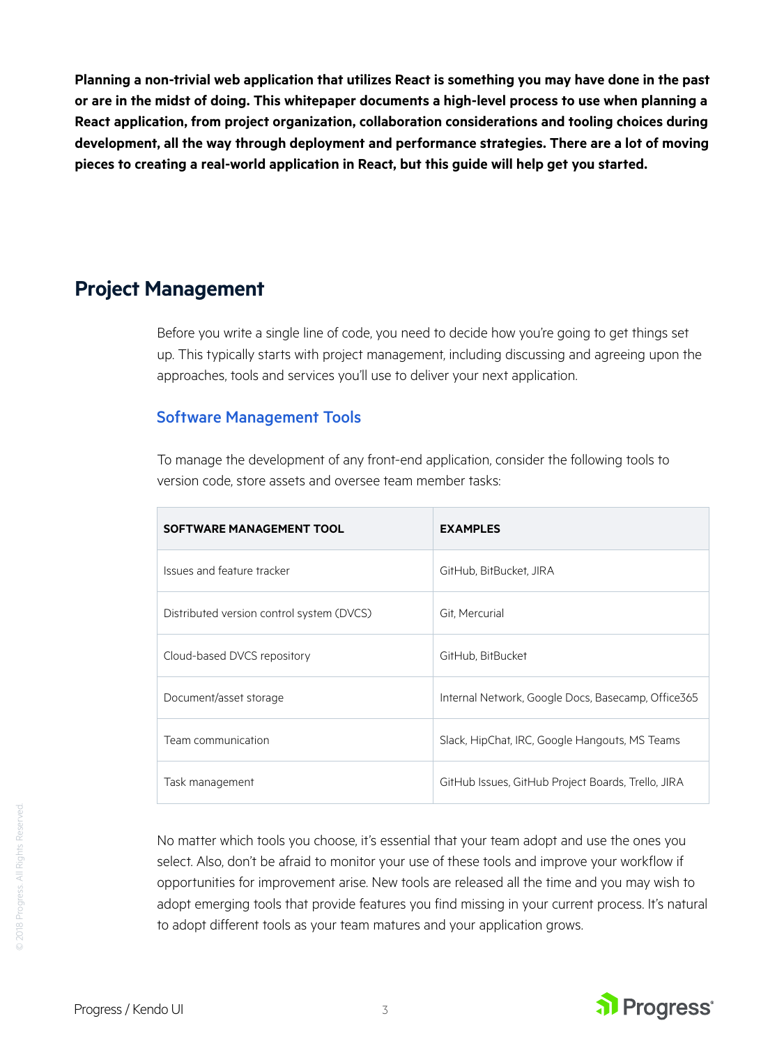**Planning a non-trivial web application that utilizes React is something you may have done in the past or are in the midst of doing. This whitepaper documents a high-level process to use when planning a React application, from project organization, collaboration considerations and tooling choices during development, all the way through deployment and performance strategies. There are a lot of moving pieces to creating a real-world application in React, but this guide will help get you started.**

## Project Management

Before you write a single line of code, you need to decide how you're going to get things set up. This typically starts with project management, including discussing and agreeing upon the approaches, tools and services you'll use to deliver your next application.

### Software Management Tools

To manage the development of any front-end application, consider the following tools to version code, store assets and oversee team member tasks:

| SOFTWARE MANAGEMENT TOOL | EXAMPLES |
|---|---|
| Issues and feature tracker | GitHub, BitBucket, JIRA |
| Distributed version control system (DVCS) | Git, Mercurial |
| Cloud-based DVCS repository | GitHub, BitBucket |
| Document/asset storage | Internal Network, Google Docs, Basecamp, Office365 |
| Team communication | Slack, HipChat, IRC, Google Hangouts, MS Teams |
| Task management | GitHub Issues, GitHub Project Boards, Trello, JIRA |

No matter which tools you choose, it's essential that your team adopt and use the ones you select. Also, don't be afraid to monitor your use of these tools and improve your workflow if opportunities for improvement arise. New tools are released all the time and you may wish to adopt emerging tools that provide features you find missing in your current process. It's natural to adopt different tools as your team matures and your application grows.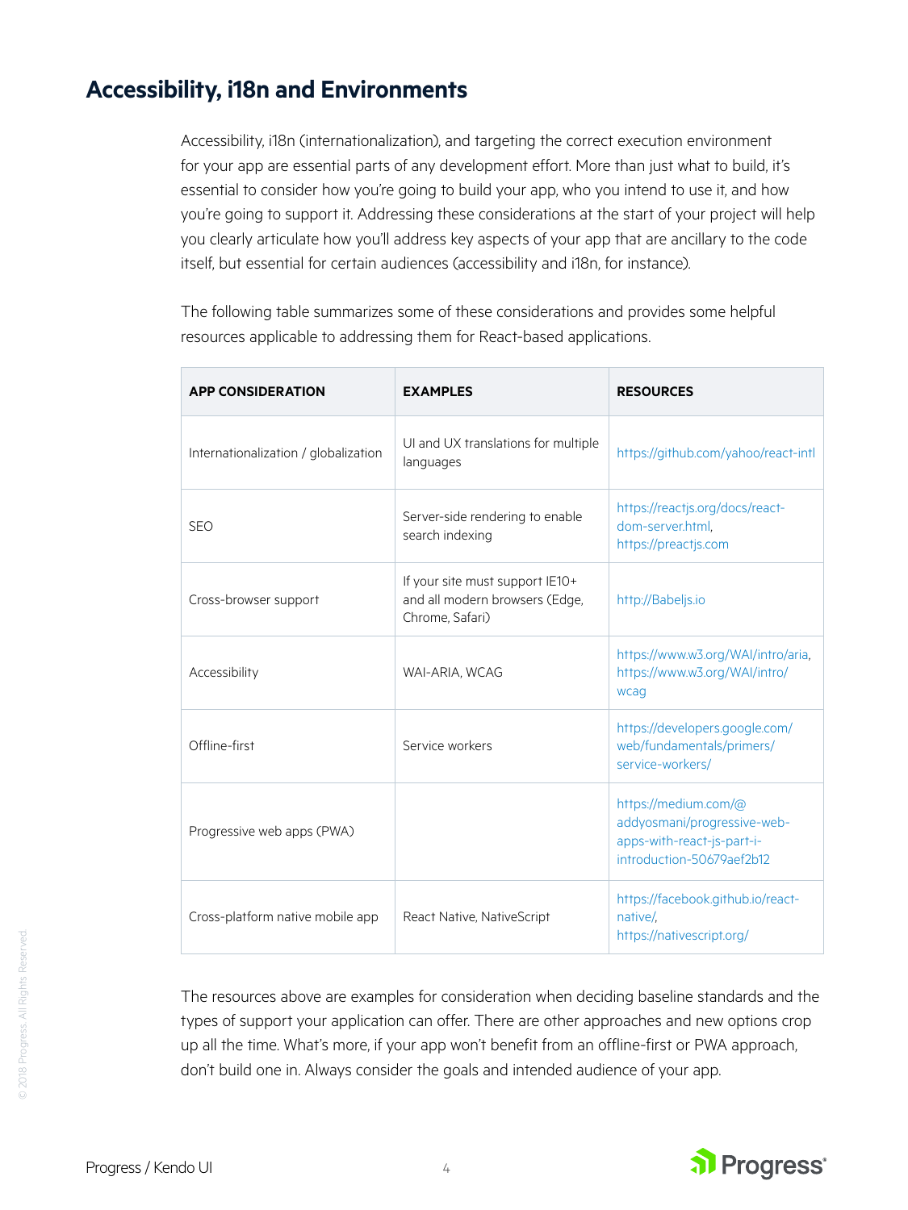## Accessibility, i18n and Environments

Accessibility, i18n (internationalization), and targeting the correct execution environment for your app are essential parts of any development effort. More than just what to build, it's essential to consider how you're going to build your app, who you intend to use it, and how you're going to support it. Addressing these considerations at the start of your project will help you clearly articulate how you'll address key aspects of your app that are ancillary to the code itself, but essential for certain audiences (accessibility and i18n, for instance).

The following table summarizes some of these considerations and provides some helpful resources applicable to addressing them for React-based applications.

| APP CONSIDERATION | EXAMPLES | RESOURCES |
|---|---|---|
| Internationalization / globalization | UI and UX translations for multiple languages | https://github.com/yahoo/react-intl |
| SEO | Server-side rendering to enable search indexing | https://reactjs.org/docs/react-dom-server.html, https://preactjs.com |
| Cross-browser support | If your site must support IE10+ and all modern browsers (Edge, Chrome, Safari) | http://Babeljs.io |
| Accessibility | WAI-ARIA, WCAG | https://www.w3.org/WAI/intro/aria, https://www.w3.org/WAI/intro/wcag |
| Offline-first | Service workers | https://developers.google.com/web/fundamentals/primers/service-workers/ |
| Progressive web apps (PWA) | | https://medium.com/@addyosmani/progressive-web-apps-with-react-js-part-i-introduction-50679aef2b12 |
| Cross-platform native mobile app | React Native, NativeScript | https://facebook.github.io/react-native/, https://nativescript.org/ |

The resources above are examples for consideration when deciding baseline standards and the types of support your application can offer. There are other approaches and new options crop up all the time. What's more, if your app won't benefit from an offline-first or PWA approach, don't build one in. Always consider the goals and intended audience of your app.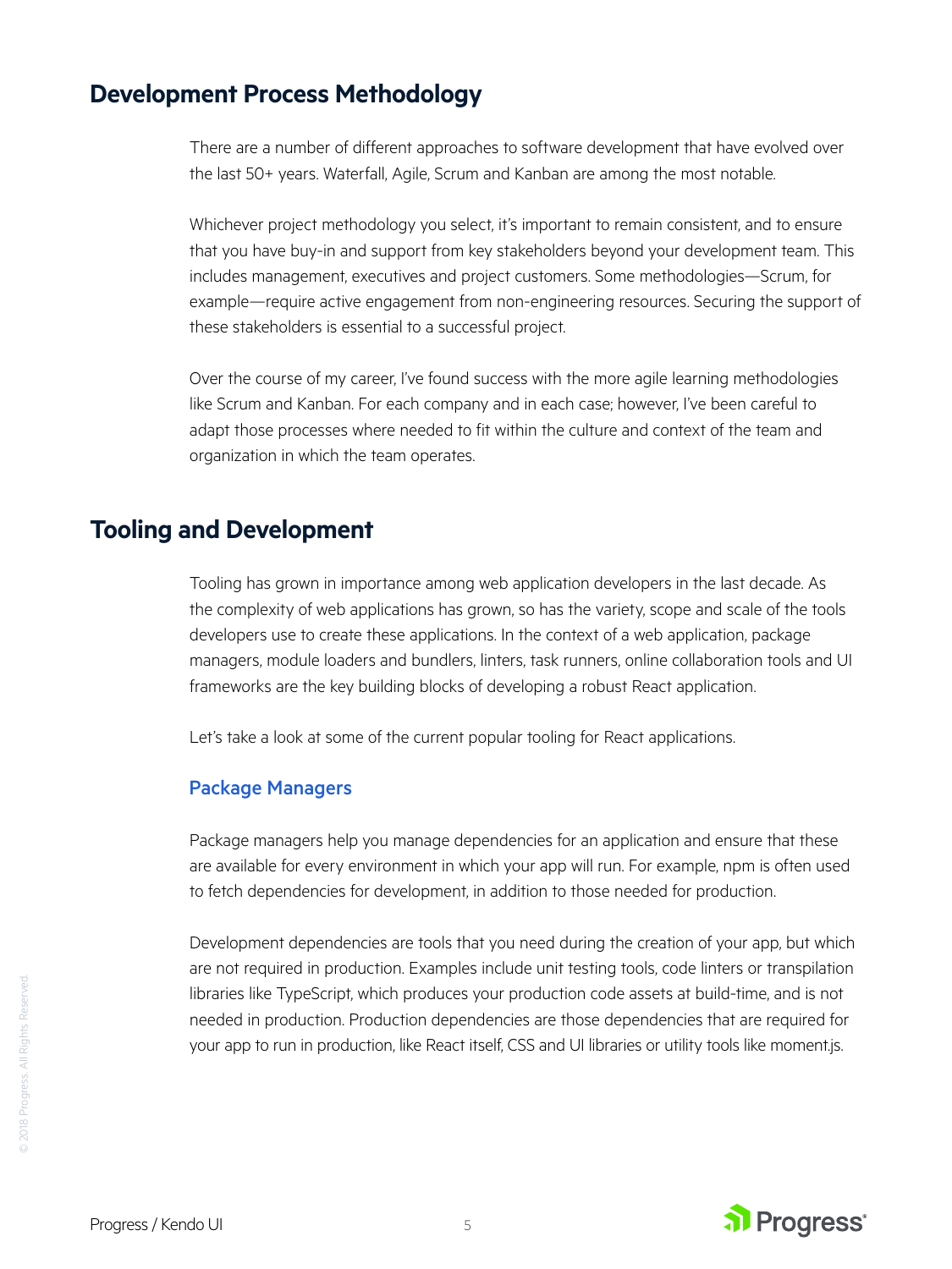## Development Process Methodology

There are a number of different approaches to software development that have evolved over the last 50+ years. Waterfall, Agile, Scrum and Kanban are among the most notable.

Whichever project methodology you select, it's important to remain consistent, and to ensure that you have buy-in and support from key stakeholders beyond your development team. This includes management, executives and project customers. Some methodologies—Scrum, for example—require active engagement from non-engineering resources. Securing the support of these stakeholders is essential to a successful project.

Over the course of my career, I've found success with the more agile learning methodologies like Scrum and Kanban. For each company and in each case; however, I've been careful to adapt those processes where needed to fit within the culture and context of the team and organization in which the team operates.

## Tooling and Development

Tooling has grown in importance among web application developers in the last decade. As the complexity of web applications has grown, so has the variety, scope and scale of the tools developers use to create these applications. In the context of a web application, package managers, module loaders and bundlers, linters, task runners, online collaboration tools and UI frameworks are the key building blocks of developing a robust React application.

Let's take a look at some of the current popular tooling for React applications.

### Package Managers

Package managers help you manage dependencies for an application and ensure that these are available for every environment in which your app will run. For example, npm is often used to fetch dependencies for development, in addition to those needed for production.

Development dependencies are tools that you need during the creation of your app, but which are not required in production. Examples include unit testing tools, code linters or transpilation libraries like TypeScript, which produces your production code assets at build-time, and is not needed in production. Production dependencies are those dependencies that are required for your app to run in production, like React itself, CSS and UI libraries or utility tools like moment.js.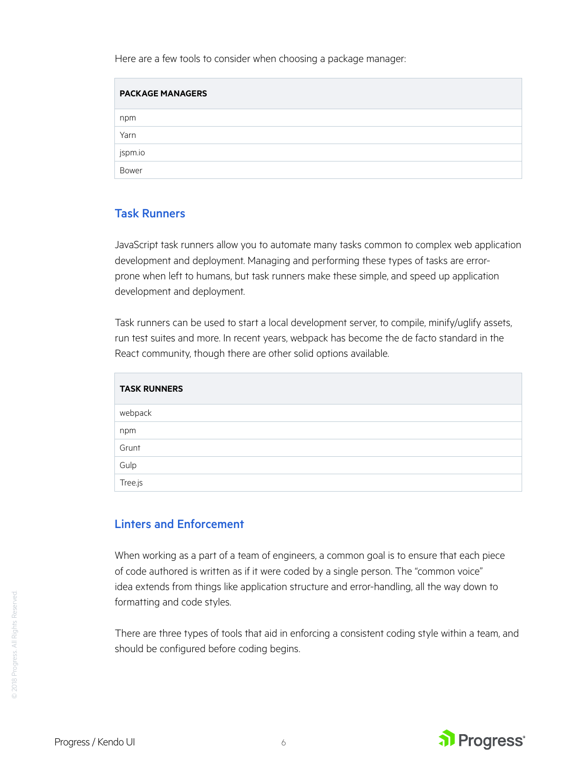Here are a few tools to consider when choosing a package manager:

| PACKAGE MANAGERS |
| --- |
| npm |
| Yarn |
| jspm.io |
| Bower |

## Task Runners

JavaScript task runners allow you to automate many tasks common to complex web application development and deployment. Managing and performing these types of tasks are error-prone when left to humans, but task runners make these simple, and speed up application development and deployment.

Task runners can be used to start a local development server, to compile, minify/uglify assets, run test suites and more. In recent years, webpack has become the de facto standard in the React community, though there are other solid options available.

| TASK RUNNERS |
| --- |
| webpack |
| npm |
| Grunt |
| Gulp |
| Tree.js |

## Linters and Enforcement

When working as a part of a team of engineers, a common goal is to ensure that each piece of code authored is written as if it were coded by a single person. The "common voice" idea extends from things like application structure and error-handling, all the way down to formatting and code styles.

There are three types of tools that aid in enforcing a consistent coding style within a team, and should be configured before coding begins.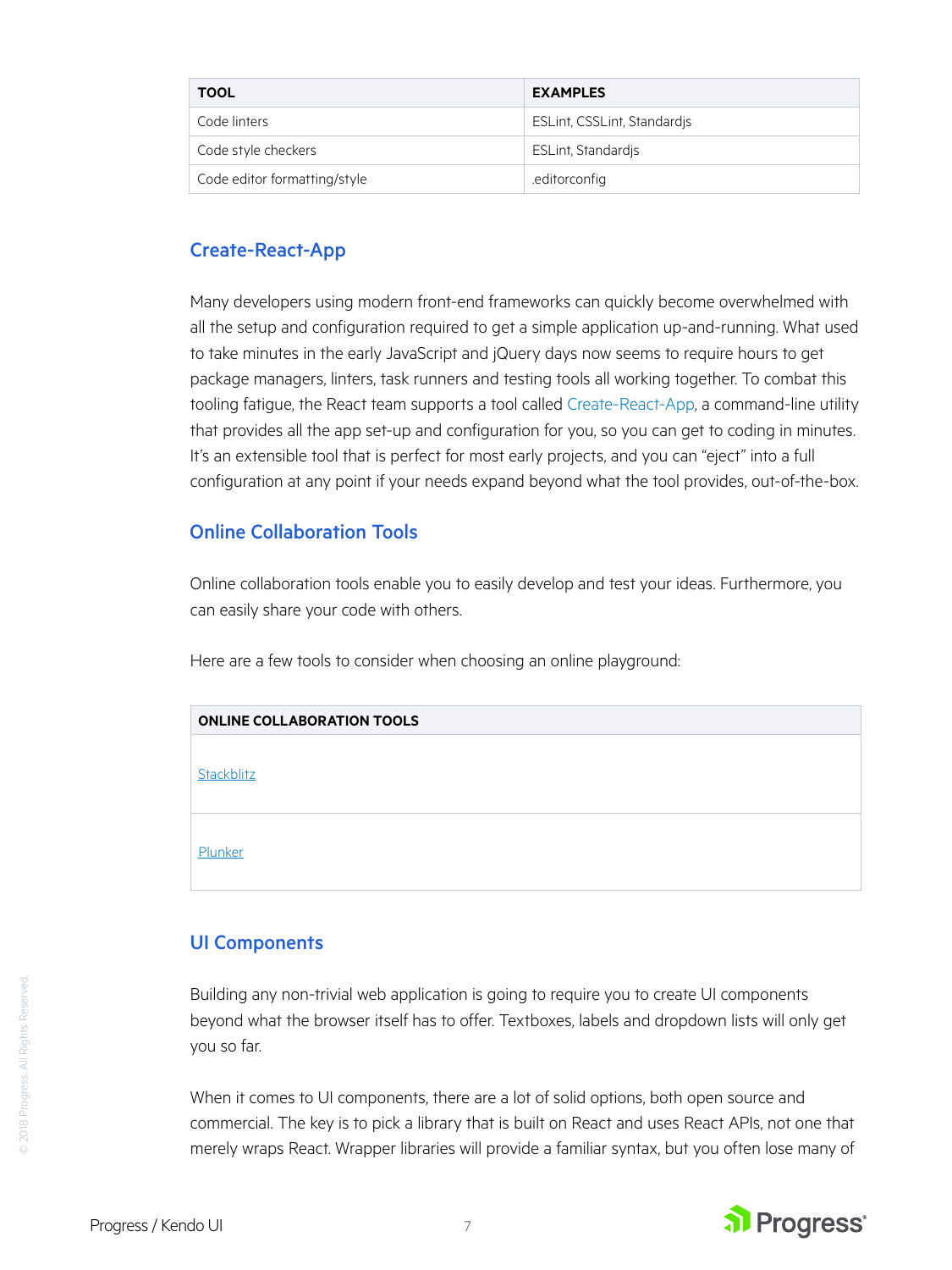| TOOL | EXAMPLES |
| --- | --- |
| Code linters | ESLint, CSSLint, Standardjs |
| Code style checkers | ESLint, Standardjs |
| Code editor formatting/style | .editorconfig |

## Create-React-App

Many developers using modern front-end frameworks can quickly become overwhelmed with all the setup and configuration required to get a simple application up-and-running. What used to take minutes in the early JavaScript and jQuery days now seems to require hours to get package managers, linters, task runners and testing tools all working together. To combat this tooling fatigue, the React team supports a tool called Create-React-App, a command-line utility that provides all the app set-up and configuration for you, so you can get to coding in minutes. It's an extensible tool that is perfect for most early projects, and you can "eject" into a full configuration at any point if your needs expand beyond what the tool provides, out-of-the-box.

## Online Collaboration Tools

Online collaboration tools enable you to easily develop and test your ideas. Furthermore, you can easily share your code with others.

Here are a few tools to consider when choosing an online playground:

| ONLINE COLLABORATION TOOLS |
| --- |
| Stackblitz |
| Plunker |

## UI Components

Building any non-trivial web application is going to require you to create UI components beyond what the browser itself has to offer. Textboxes, labels and dropdown lists will only get you so far.

When it comes to UI components, there are a lot of solid options, both open source and commercial. The key is to pick a library that is built on React and uses React APIs, not one that merely wraps React. Wrapper libraries will provide a familiar syntax, but you often lose many of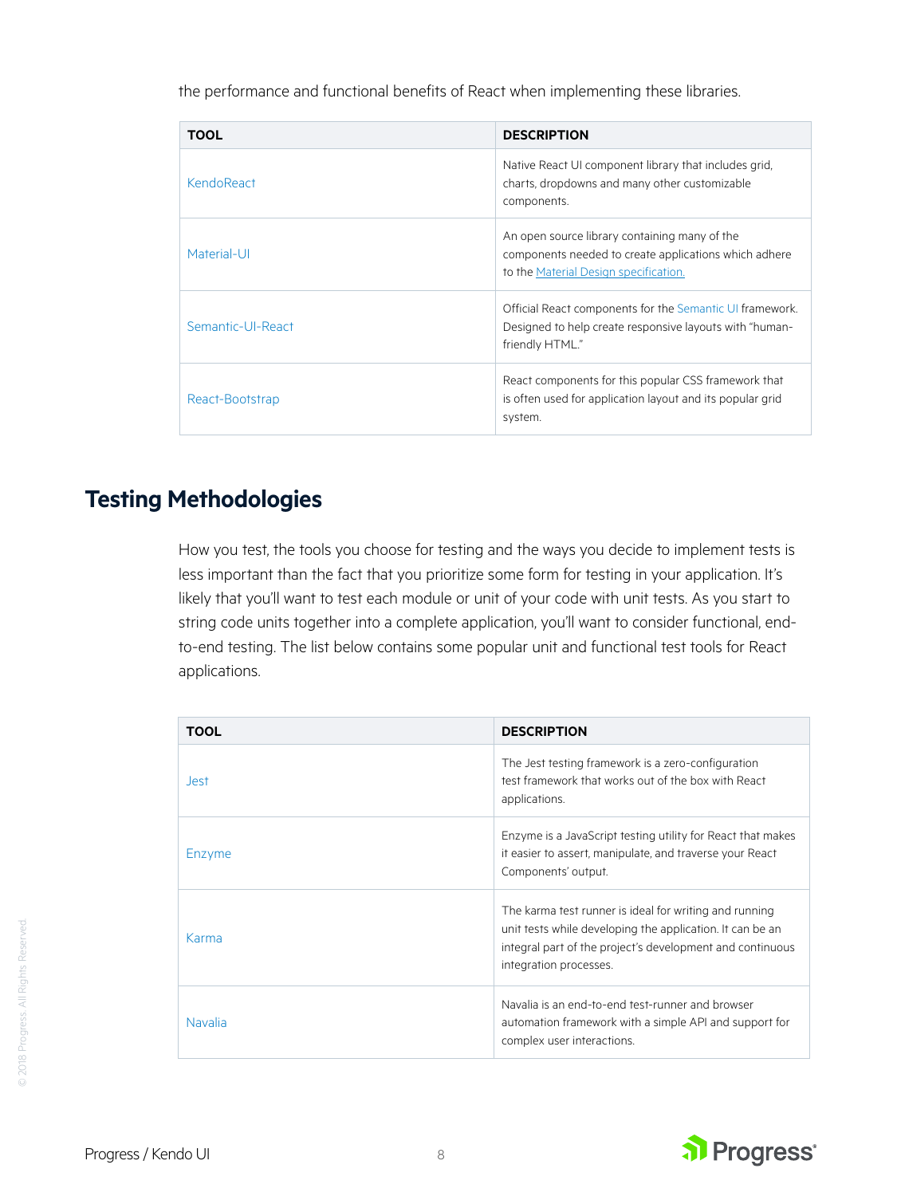the performance and functional benefits of React when implementing these libraries.

| TOOL | DESCRIPTION |
| --- | --- |
| KendoReact | Native React UI component library that includes grid, charts, dropdowns and many other customizable components. |
| Material-UI | An open source library containing many of the components needed to create applications which adhere to the Material Design specification. |
| Semantic-UI-React | Official React components for the Semantic UI framework. Designed to help create responsive layouts with "human-friendly HTML." |
| React-Bootstrap | React components for this popular CSS framework that is often used for application layout and its popular grid system. |

## Testing Methodologies

How you test, the tools you choose for testing and the ways you decide to implement tests is less important than the fact that you prioritize some form for testing in your application. It's likely that you'll want to test each module or unit of your code with unit tests. As you start to string code units together into a complete application, you'll want to consider functional, end-to-end testing. The list below contains some popular unit and functional test tools for React applications.

| TOOL | DESCRIPTION |
| --- | --- |
| Jest | The Jest testing framework is a zero-configuration test framework that works out of the box with React applications. |
| Enzyme | Enzyme is a JavaScript testing utility for React that makes it easier to assert, manipulate, and traverse your React Components' output. |
| Karma | The karma test runner is ideal for writing and running unit tests while developing the application. It can be an integral part of the project's development and continuous integration processes. |
| Navalia | Navalia is an end-to-end test-runner and browser automation framework with a simple API and support for complex user interactions. |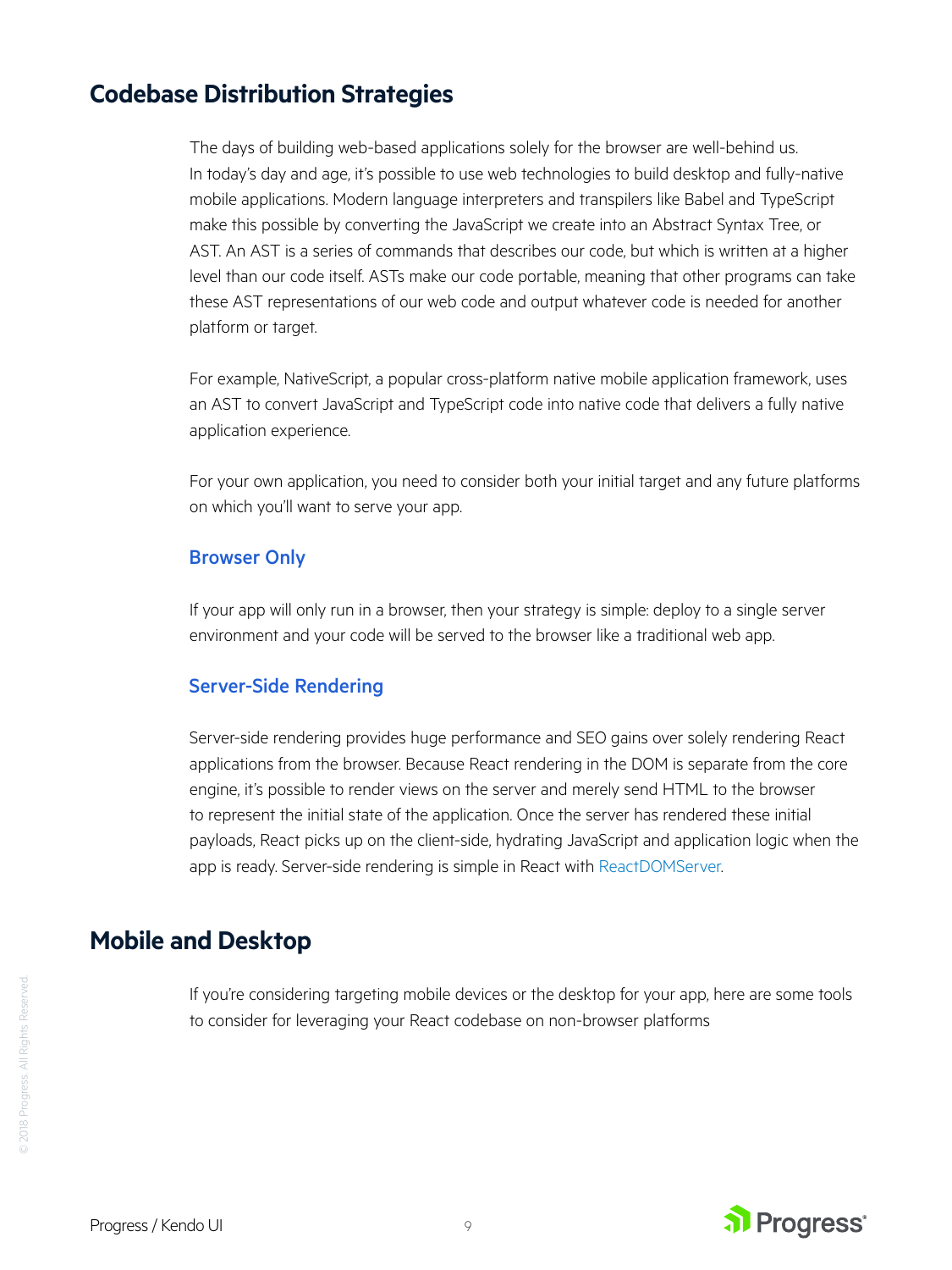## Codebase Distribution Strategies

The days of building web-based applications solely for the browser are well-behind us. In today's day and age, it's possible to use web technologies to build desktop and fully-native mobile applications. Modern language interpreters and transpilers like Babel and TypeScript make this possible by converting the JavaScript we create into an Abstract Syntax Tree, or AST. An AST is a series of commands that describes our code, but which is written at a higher level than our code itself. ASTs make our code portable, meaning that other programs can take these AST representations of our web code and output whatever code is needed for another platform or target.

For example, NativeScript, a popular cross-platform native mobile application framework, uses an AST to convert JavaScript and TypeScript code into native code that delivers a fully native application experience.

For your own application, you need to consider both your initial target and any future platforms on which you'll want to serve your app.

### Browser Only

If your app will only run in a browser, then your strategy is simple: deploy to a single server environment and your code will be served to the browser like a traditional web app.

### Server-Side Rendering

Server-side rendering provides huge performance and SEO gains over solely rendering React applications from the browser. Because React rendering in the DOM is separate from the core engine, it's possible to render views on the server and merely send HTML to the browser to represent the initial state of the application. Once the server has rendered these initial payloads, React picks up on the client-side, hydrating JavaScript and application logic when the app is ready. Server-side rendering is simple in React with ReactDOMServer.

## Mobile and Desktop

If you're considering targeting mobile devices or the desktop for your app, here are some tools to consider for leveraging your React codebase on non-browser platforms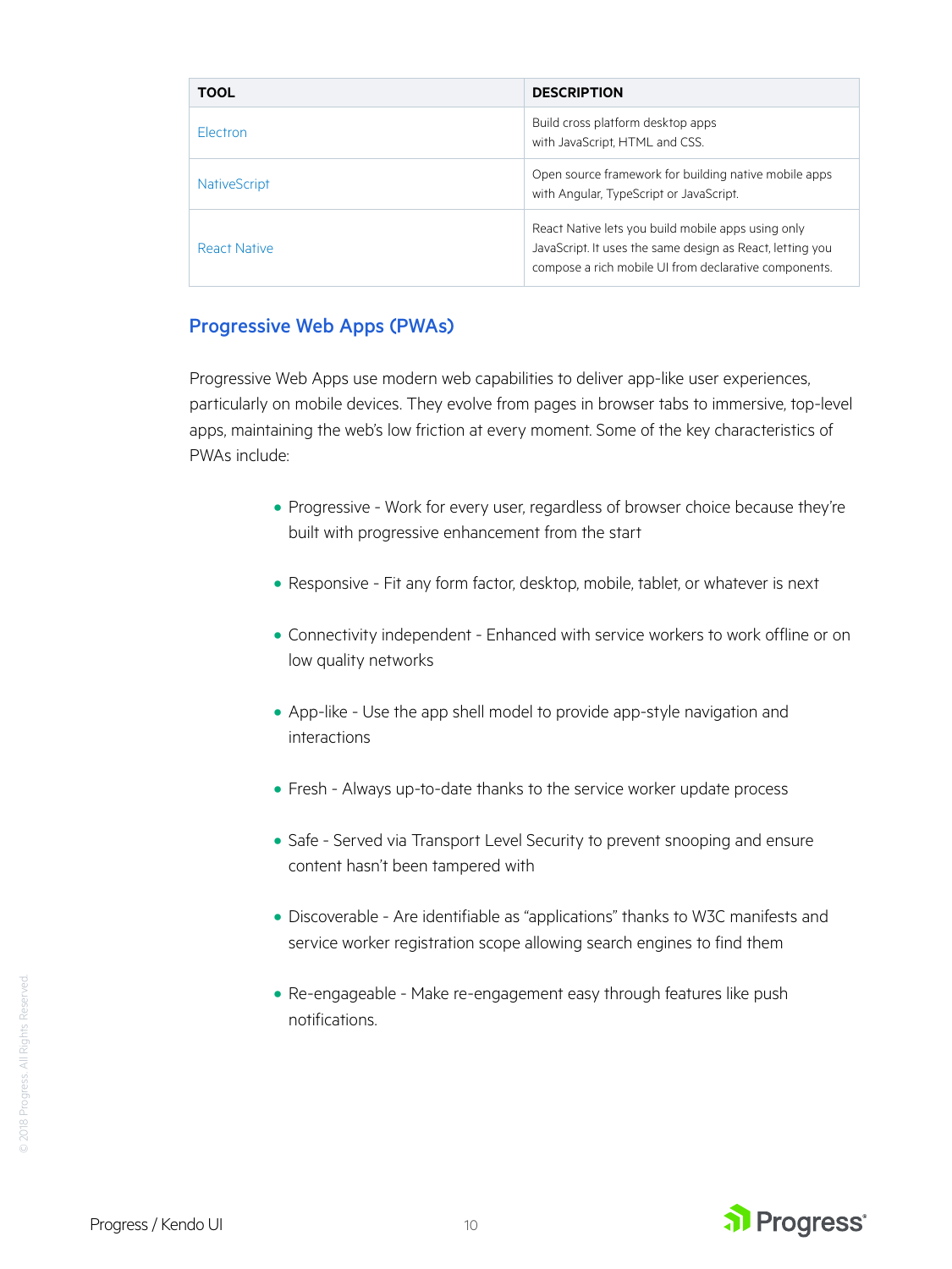| TOOL | DESCRIPTION |
| --- | --- |
| Electron | Build cross platform desktop apps with JavaScript, HTML and CSS. |
| NativeScript | Open source framework for building native mobile apps with Angular, TypeScript or JavaScript. |
| React Native | React Native lets you build mobile apps using only JavaScript. It uses the same design as React, letting you compose a rich mobile UI from declarative components. |

## Progressive Web Apps (PWAs)

Progressive Web Apps use modern web capabilities to deliver app-like user experiences, particularly on mobile devices. They evolve from pages in browser tabs to immersive, top-level apps, maintaining the web's low friction at every moment. Some of the key characteristics of PWAs include:

- Progressive - Work for every user, regardless of browser choice because they're built with progressive enhancement from the start
- Responsive - Fit any form factor, desktop, mobile, tablet, or whatever is next
- Connectivity independent - Enhanced with service workers to work offline or on low quality networks
- App-like - Use the app shell model to provide app-style navigation and interactions
- Fresh - Always up-to-date thanks to the service worker update process
- Safe - Served via Transport Level Security to prevent snooping and ensure content hasn't been tampered with
- Discoverable - Are identifiable as "applications" thanks to W3C manifests and service worker registration scope allowing search engines to find them
- Re-engageable - Make re-engagement easy through features like push notifications.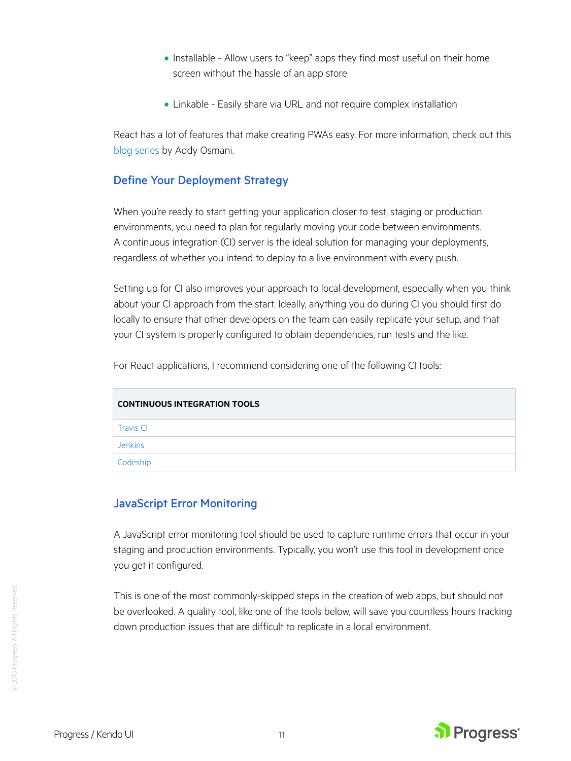- Installable - Allow users to “keep” apps they find most useful on their home screen without the hassle of an app store
- Linkable - Easily share via URL and not require complex installation

React has a lot of features that make creating PWAs easy. For more information, check out this blog series by Addy Osmani.

## Define Your Deployment Strategy

When you’re ready to start getting your application closer to test, staging or production environments, you need to plan for regularly moving your code between environments. A continuous integration (CI) server is the ideal solution for managing your deployments, regardless of whether you intend to deploy to a live environment with every push.

Setting up for CI also improves your approach to local development, especially when you think about your CI approach from the start. Ideally, anything you do during CI you should first do locally to ensure that other developers on the team can easily replicate your setup, and that your CI system is properly configured to obtain dependencies, run tests and the like.

For React applications, I recommend considering one of the following CI tools:

| CONTINUOUS INTEGRATION TOOLS |
| --- |
| Travis CI |
| Jenkins |
| Codeship |

## JavaScript Error Monitoring

A JavaScript error monitoring tool should be used to capture runtime errors that occur in your staging and production environments. Typically, you won’t use this tool in development once you get it configured.

This is one of the most commonly-skipped steps in the creation of web apps, but should not be overlooked. A quality tool, like one of the tools below, will save you countless hours tracking down production issues that are difficult to replicate in a local environment.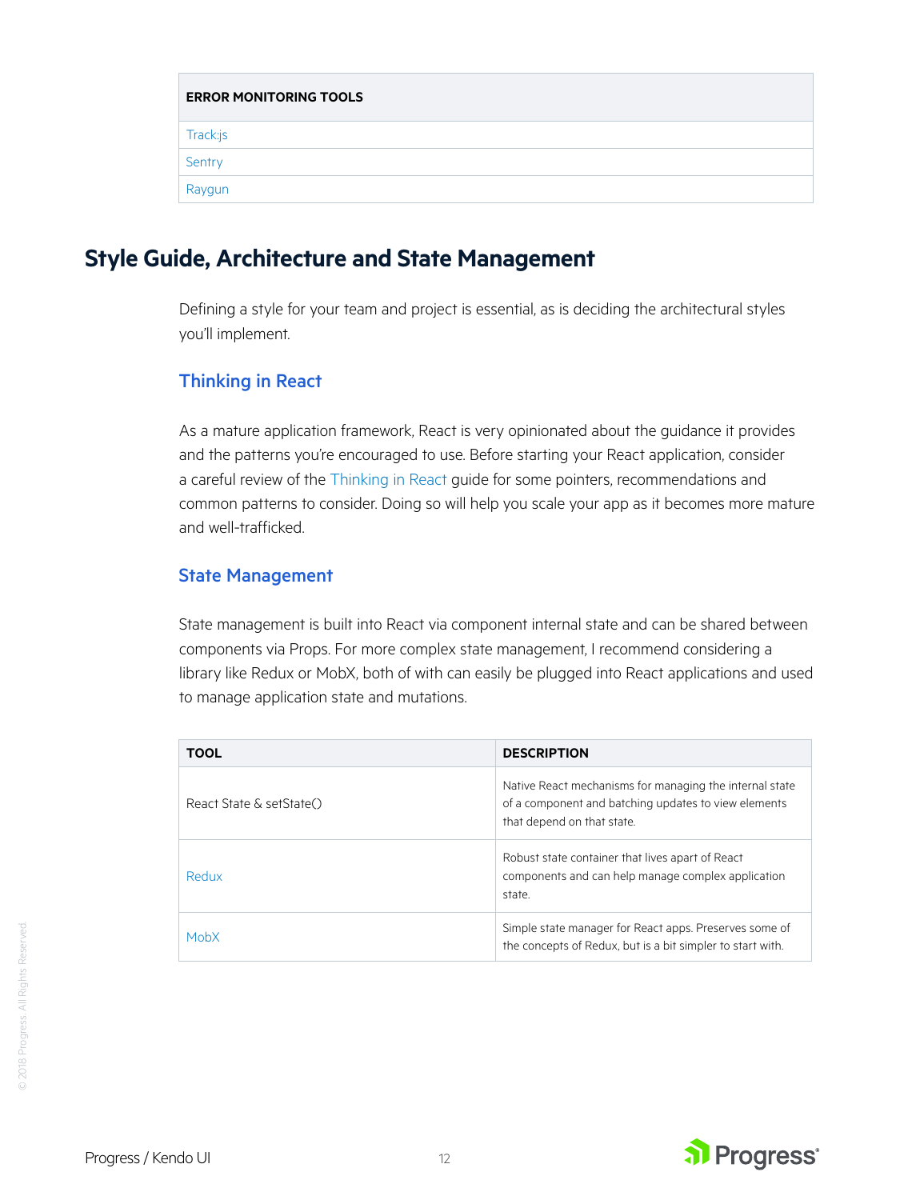| ERROR MONITORING TOOLS |
|---|
| Track:js |
| Sentry |
| Raygun |

## Style Guide, Architecture and State Management

Defining a style for your team and project is essential, as is deciding the architectural styles you'll implement.

### Thinking in React

As a mature application framework, React is very opinionated about the guidance it provides and the patterns you're encouraged to use. Before starting your React application, consider a careful review of the Thinking in React guide for some pointers, recommendations and common patterns to consider. Doing so will help you scale your app as it becomes more mature and well-trafficked.

### State Management

State management is built into React via component internal state and can be shared between components via Props. For more complex state management, I recommend considering a library like Redux or MobX, both of with can easily be plugged into React applications and used to manage application state and mutations.

| TOOL | DESCRIPTION |
|---|---|
| React State & setState() | Native React mechanisms for managing the internal state of a component and batching updates to view elements that depend on that state. |
| Redux | Robust state container that lives apart of React components and can help manage complex application state. |
| MobX | Simple state manager for React apps. Preserves some of the concepts of Redux, but is a bit simpler to start with. |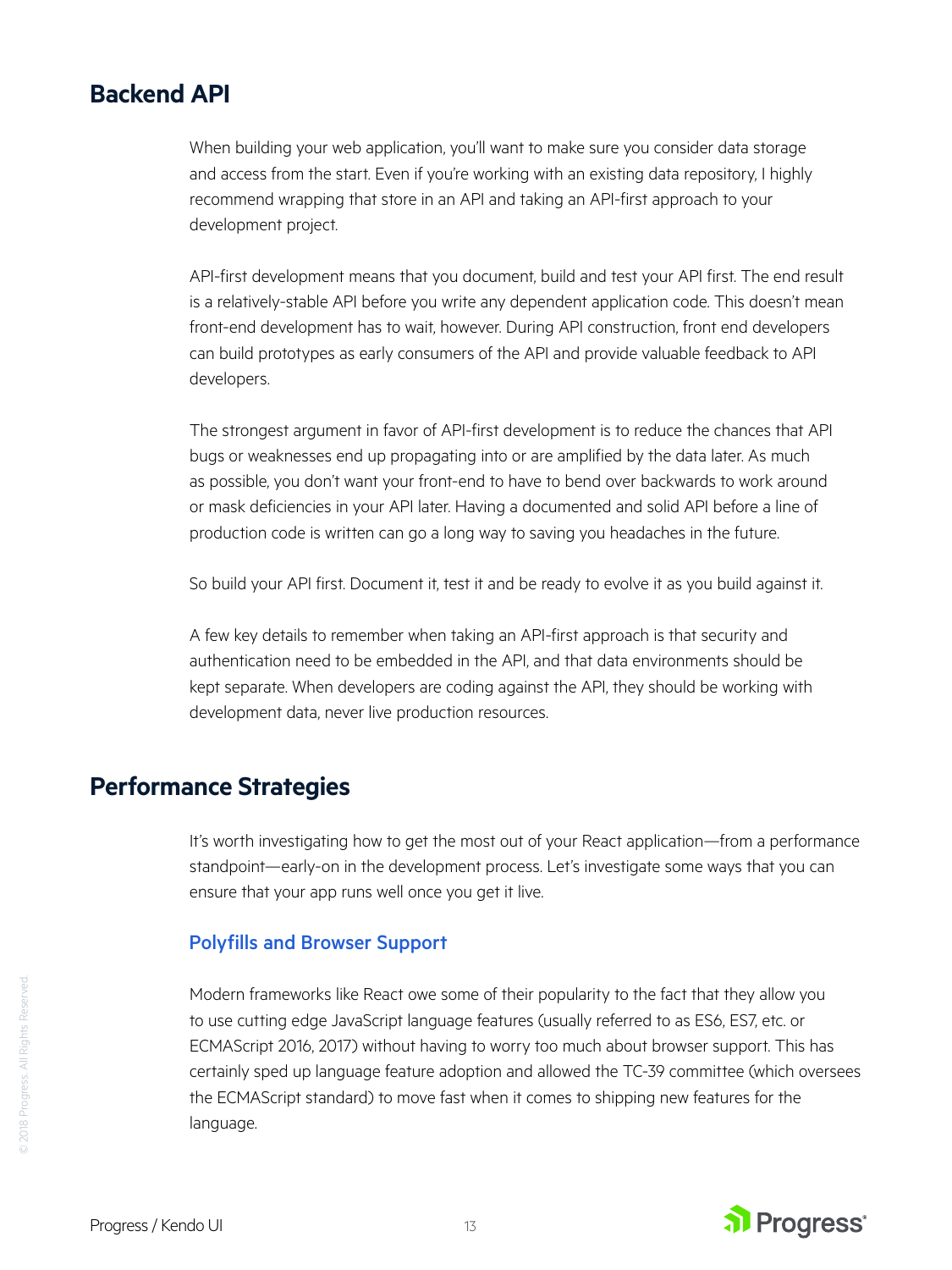## Backend API

When building your web application, you'll want to make sure you consider data storage and access from the start. Even if you're working with an existing data repository, I highly recommend wrapping that store in an API and taking an API-first approach to your development project.

API-first development means that you document, build and test your API first. The end result is a relatively-stable API before you write any dependent application code. This doesn't mean front-end development has to wait, however. During API construction, front end developers can build prototypes as early consumers of the API and provide valuable feedback to API developers.

The strongest argument in favor of API-first development is to reduce the chances that API bugs or weaknesses end up propagating into or are amplified by the data later. As much as possible, you don't want your front-end to have to bend over backwards to work around or mask deficiencies in your API later. Having a documented and solid API before a line of production code is written can go a long way to saving you headaches in the future.

So build your API first. Document it, test it and be ready to evolve it as you build against it.

A few key details to remember when taking an API-first approach is that security and authentication need to be embedded in the API, and that data environments should be kept separate. When developers are coding against the API, they should be working with development data, never live production resources.

## Performance Strategies

It's worth investigating how to get the most out of your React application—from a performance standpoint—early-on in the development process. Let's investigate some ways that you can ensure that your app runs well once you get it live.

### Polyfills and Browser Support

Modern frameworks like React owe some of their popularity to the fact that they allow you to use cutting edge JavaScript language features (usually referred to as ES6, ES7, etc. or ECMAScript 2016, 2017) without having to worry too much about browser support. This has certainly sped up language feature adoption and allowed the TC-39 committee (which oversees the ECMAScript standard) to move fast when it comes to shipping new features for the language.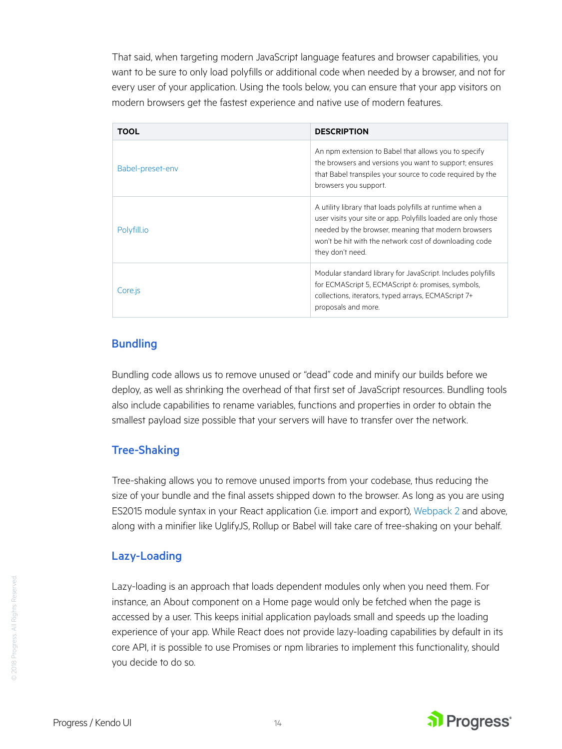That said, when targeting modern JavaScript language features and browser capabilities, you want to be sure to only load polyfills or additional code when needed by a browser, and not for every user of your application. Using the tools below, you can ensure that your app visitors on modern browsers get the fastest experience and native use of modern features.

| TOOL | DESCRIPTION |
| --- | --- |
| Babel-preset-env | An npm extension to Babel that allows you to specify the browsers and versions you want to support; ensures that Babel transpiles your source to code required by the browsers you support. |
| Polyfill.io | A utility library that loads polyfills at runtime when a user visits your site or app. Polyfills loaded are only those needed by the browser, meaning that modern browsers won't be hit with the network cost of downloading code they don't need. |
| Core.js | Modular standard library for JavaScript. Includes polyfills for ECMAScript 5, ECMAScript 6: promises, symbols, collections, iterators, typed arrays, ECMAScript 7+ proposals and more. |

### Bundling

Bundling code allows us to remove unused or "dead" code and minify our builds before we deploy, as well as shrinking the overhead of that first set of JavaScript resources. Bundling tools also include capabilities to rename variables, functions and properties in order to obtain the smallest payload size possible that your servers will have to transfer over the network.

### Tree-Shaking

Tree-shaking allows you to remove unused imports from your codebase, thus reducing the size of your bundle and the final assets shipped down to the browser. As long as you are using ES2015 module syntax in your React application (i.e. import and export), Webpack 2 and above, along with a minifier like UglifyJS, Rollup or Babel will take care of tree-shaking on your behalf.

### Lazy-Loading

Lazy-loading is an approach that loads dependent modules only when you need them. For instance, an About component on a Home page would only be fetched when the page is accessed by a user. This keeps initial application payloads small and speeds up the loading experience of your app. While React does not provide lazy-loading capabilities by default in its core API, it is possible to use Promises or npm libraries to implement this functionality, should you decide to do so.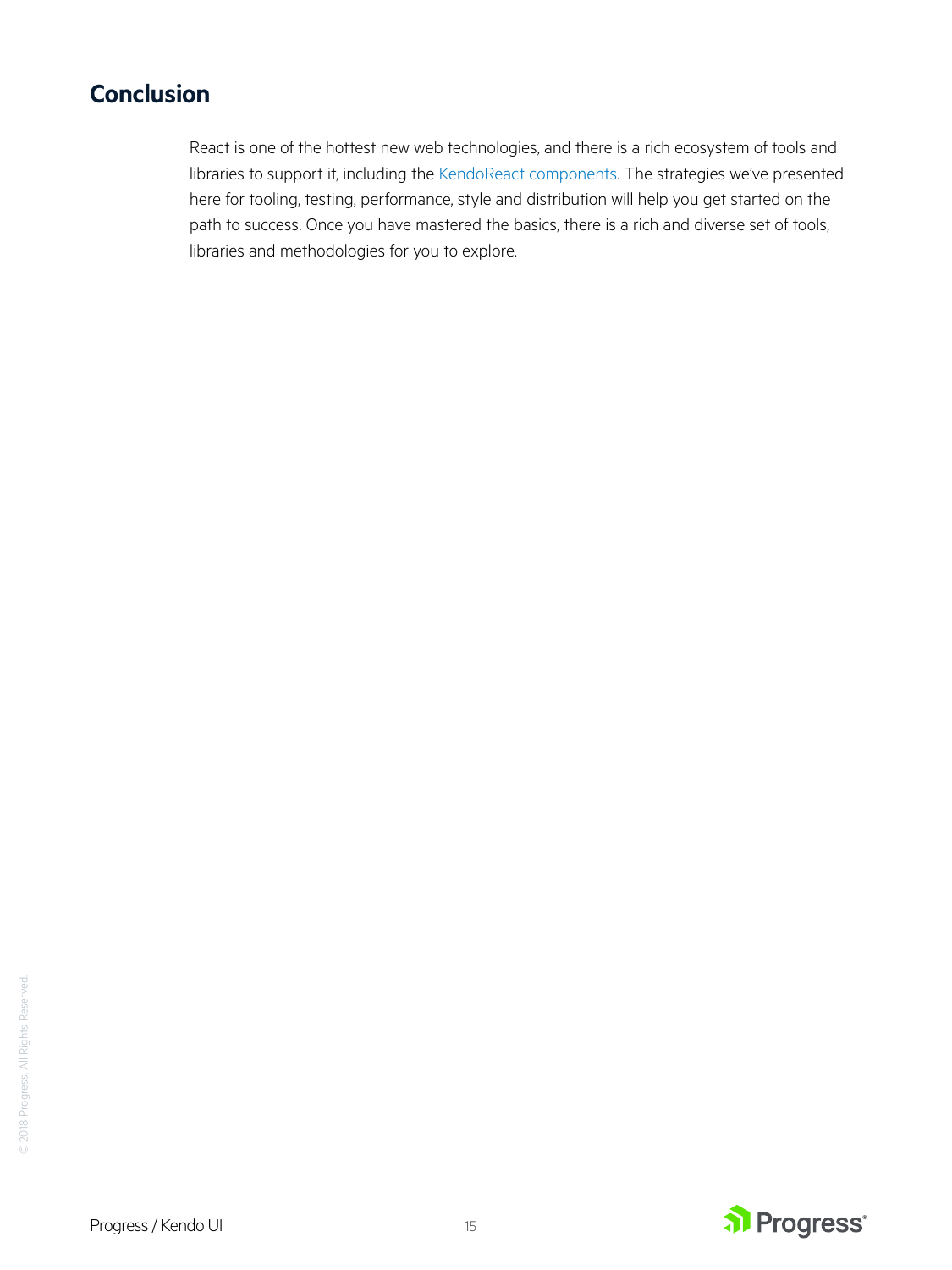## Conclusion

React is one of the hottest new web technologies, and there is a rich ecosystem of tools and libraries to support it, including the KendoReact components. The strategies we've presented here for tooling, testing, performance, style and distribution will help you get started on the path to success. Once you have mastered the basics, there is a rich and diverse set of tools, libraries and methodologies for you to explore.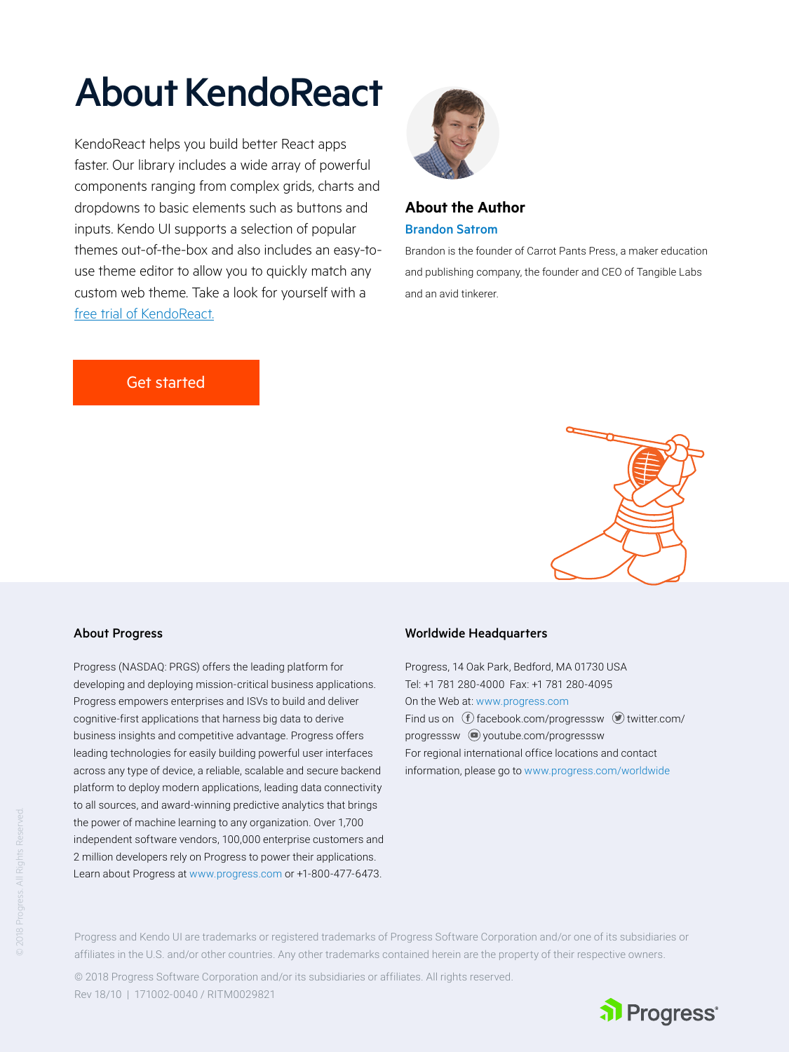# About KendoReact

KendoReact helps you build better React apps faster. Our library includes a wide array of powerful components ranging from complex grids, charts and dropdowns to basic elements such as buttons and inputs. Kendo UI supports a selection of popular themes out-of-the-box and also includes an easy-to-use theme editor to allow you to quickly match any custom web theme. Take a look for yourself with a free trial of KendoReact.

Get started

### About the Author

**Brandon Satrom**

Brandon is the founder of Carrot Pants Press, a maker education and publishing company, the founder and CEO of Tangible Labs and an avid tinkerer.

### About Progress

Progress (NASDAQ: PRGS) offers the leading platform for developing and deploying mission-critical business applications. Progress empowers enterprises and ISVs to build and deliver cognitive-first applications that harness big data to derive business insights and competitive advantage. Progress offers leading technologies for easily building powerful user interfaces across any type of device, a reliable, scalable and secure backend platform to deploy modern applications, leading data connectivity to all sources, and award-winning predictive analytics that brings the power of machine learning to any organization. Over 1,700 independent software vendors, 100,000 enterprise customers and 2 million developers rely on Progress to power their applications. Learn about Progress at www.progress.com or +1-800-477-6473.

### Worldwide Headquarters

Progress, 14 Oak Park, Bedford, MA 01730 USA
Tel: +1 781 280-4000 Fax: +1 781 280-4095
On the Web at: www.progress.com
Find us on facebook.com/progresssw twitter.com/progresssw youtube.com/progresssw
For regional international office locations and contact information, please go to www.progress.com/worldwide

Progress and Kendo UI are trademarks or registered trademarks of Progress Software Corporation and/or one of its subsidiaries or affiliates in the U.S. and/or other countries. Any other trademarks contained herein are the property of their respective owners.

© 2018 Progress Software Corporation and/or its subsidiaries or affiliates. All rights reserved.
Rev 18/10 | 171002-0040 / RITM0029821

© 2018 Progress. All Rights Reserved.

Progress